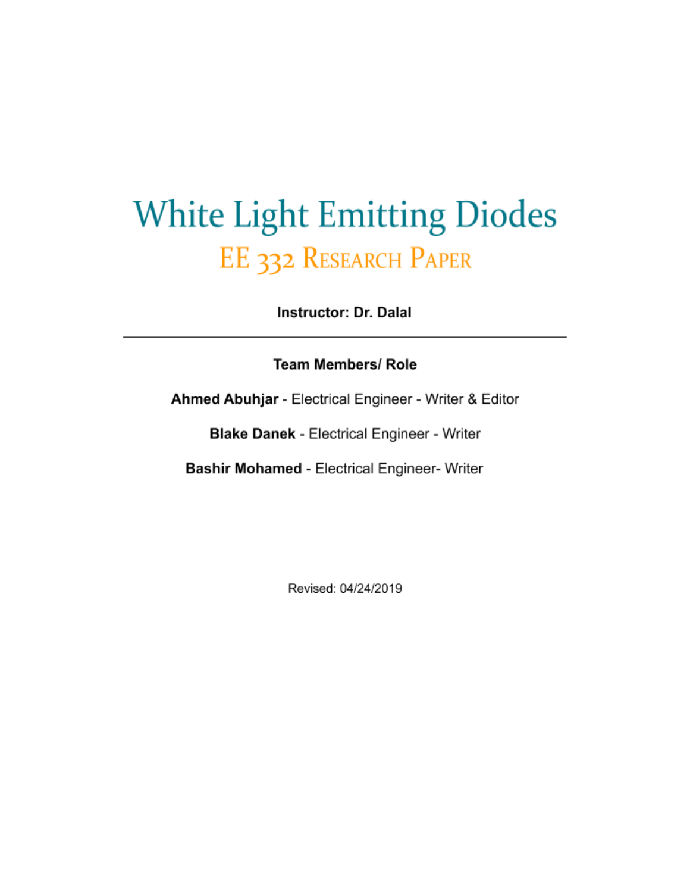# White Light Emitting Diodes

## EE 332 Research Paper

**Instructor: Dr. Dalal**

---

**Team Members/ Role**

**Ahmed Abuhjar** - Electrical Engineer - Writer & Editor

**Blake Danek** - Electrical Engineer - Writer

**Bashir Mohamed** - Electrical Engineer- Writer

Revised: 04/24/2019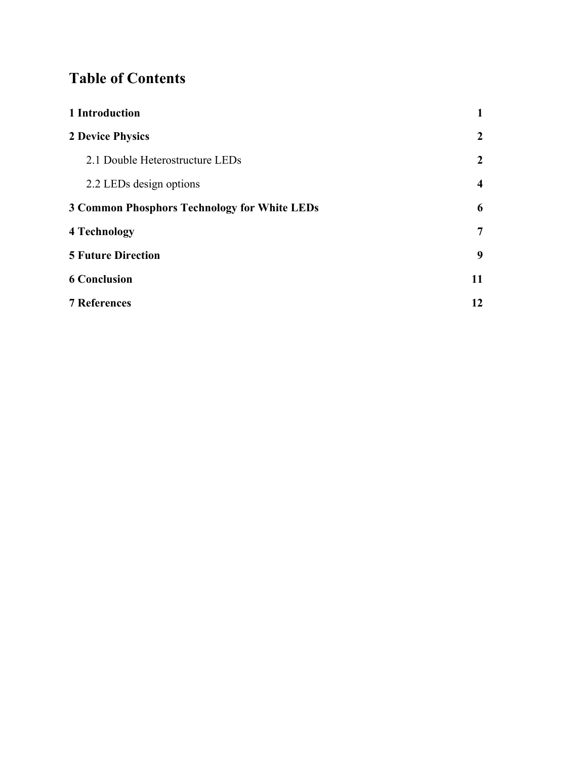# Table of Contents

| | |
|---|---|
| **1 Introduction** | **1** |
| **2 Device Physics** | **2** |
| 2.1 Double Heterostructure LEDs | **2** |
| 2.2 LEDs design options | **4** |
| **3 Common Phosphors Technology for White LEDs** | **6** |
| **4 Technology** | **7** |
| **5 Future Direction** | **9** |
| **6 Conclusion** | **11** |
| **7 References** | **12** |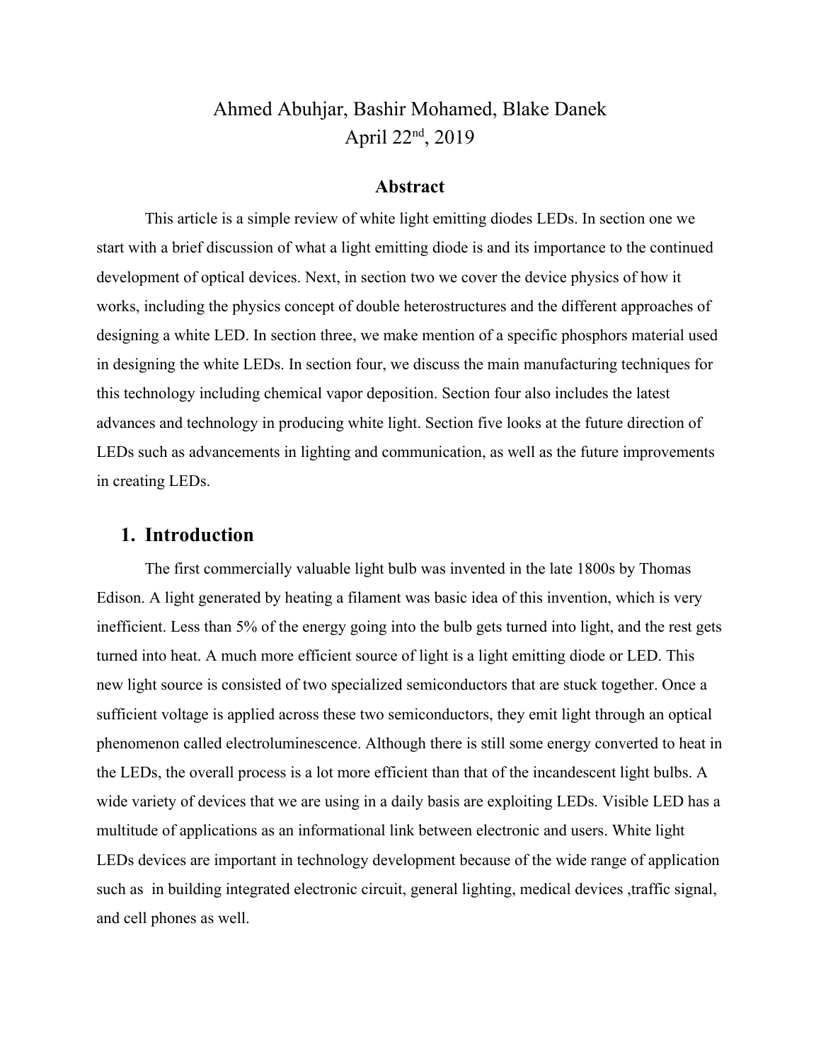Ahmed Abuhjar, Bashir Mohamed, Blake Danek
April 22nd, 2019

## Abstract

This article is a simple review of white light emitting diodes LEDs. In section one we start with a brief discussion of what a light emitting diode is and its importance to the continued development of optical devices. Next, in section two we cover the device physics of how it works, including the physics concept of double heterostructures and the different approaches of designing a white LED. In section three, we make mention of a specific phosphors material used in designing the white LEDs. In section four, we discuss the main manufacturing techniques for this technology including chemical vapor deposition. Section four also includes the latest advances and technology in producing white light. Section five looks at the future direction of LEDs such as advancements in lighting and communication, as well as the future improvements in creating LEDs.

## 1. Introduction

The first commercially valuable light bulb was invented in the late 1800s by Thomas Edison. A light generated by heating a filament was basic idea of this invention, which is very inefficient. Less than 5% of the energy going into the bulb gets turned into light, and the rest gets turned into heat. A much more efficient source of light is a light emitting diode or LED. This new light source is consisted of two specialized semiconductors that are stuck together. Once a sufficient voltage is applied across these two semiconductors, they emit light through an optical phenomenon called electroluminescence. Although there is still some energy converted to heat in the LEDs, the overall process is a lot more efficient than that of the incandescent light bulbs. A wide variety of devices that we are using in a daily basis are exploiting LEDs. Visible LED has a multitude of applications as an informational link between electronic and users. White light LEDs devices are important in technology development because of the wide range of application such as in building integrated electronic circuit, general lighting, medical devices ,traffic signal, and cell phones as well.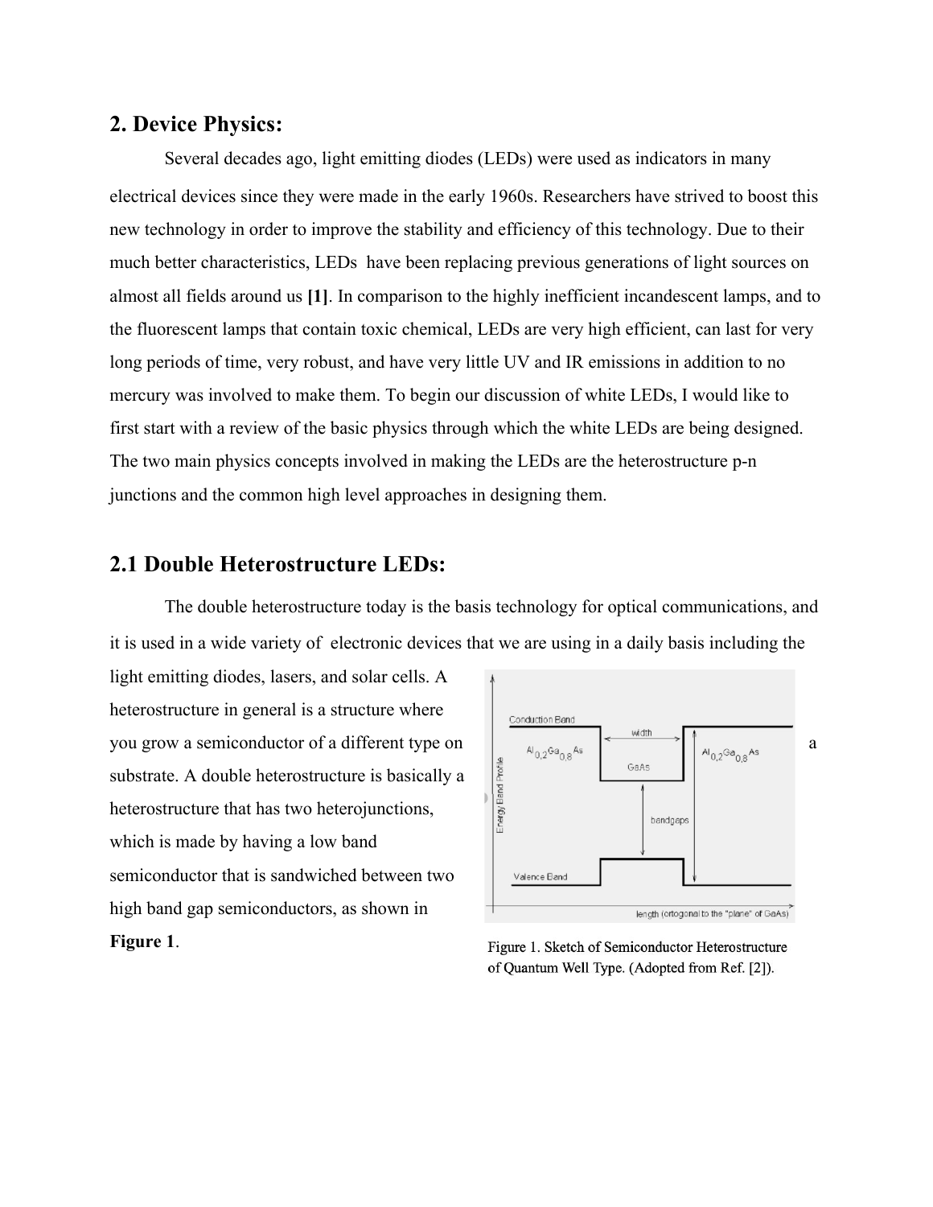## 2. Device Physics:

Several decades ago, light emitting diodes (LEDs) were used as indicators in many electrical devices since they were made in the early 1960s. Researchers have strived to boost this new technology in order to improve the stability and efficiency of this technology. Due to their much better characteristics, LEDs have been replacing previous generations of light sources on almost all fields around us **[1]**. In comparison to the highly inefficient incandescent lamps, and to the fluorescent lamps that contain toxic chemical, LEDs are very high efficient, can last for very long periods of time, very robust, and have very little UV and IR emissions in addition to no mercury was involved to make them. To begin our discussion of white LEDs, I would like to first start with a review of the basic physics through which the white LEDs are being designed. The two main physics concepts involved in making the LEDs are the heterostructure p-n junctions and the common high level approaches in designing them.

## 2.1 Double Heterostructure LEDs:

The double heterostructure today is the basis technology for optical communications, and it is used in a wide variety of electronic devices that we are using in a daily basis including the light emitting diodes, lasers, and solar cells. A heterostructure in general is a structure where you grow a semiconductor of a different type on a substrate. A double heterostructure is basically a heterostructure that has two heterojunctions, which is made by having a low band semiconductor that is sandwiched between two high band gap semiconductors, as shown in **Figure 1**.

Figure 1. Sketch of Semiconductor Heterostructure of Quantum Well Type. (Adopted from Ref. [2]).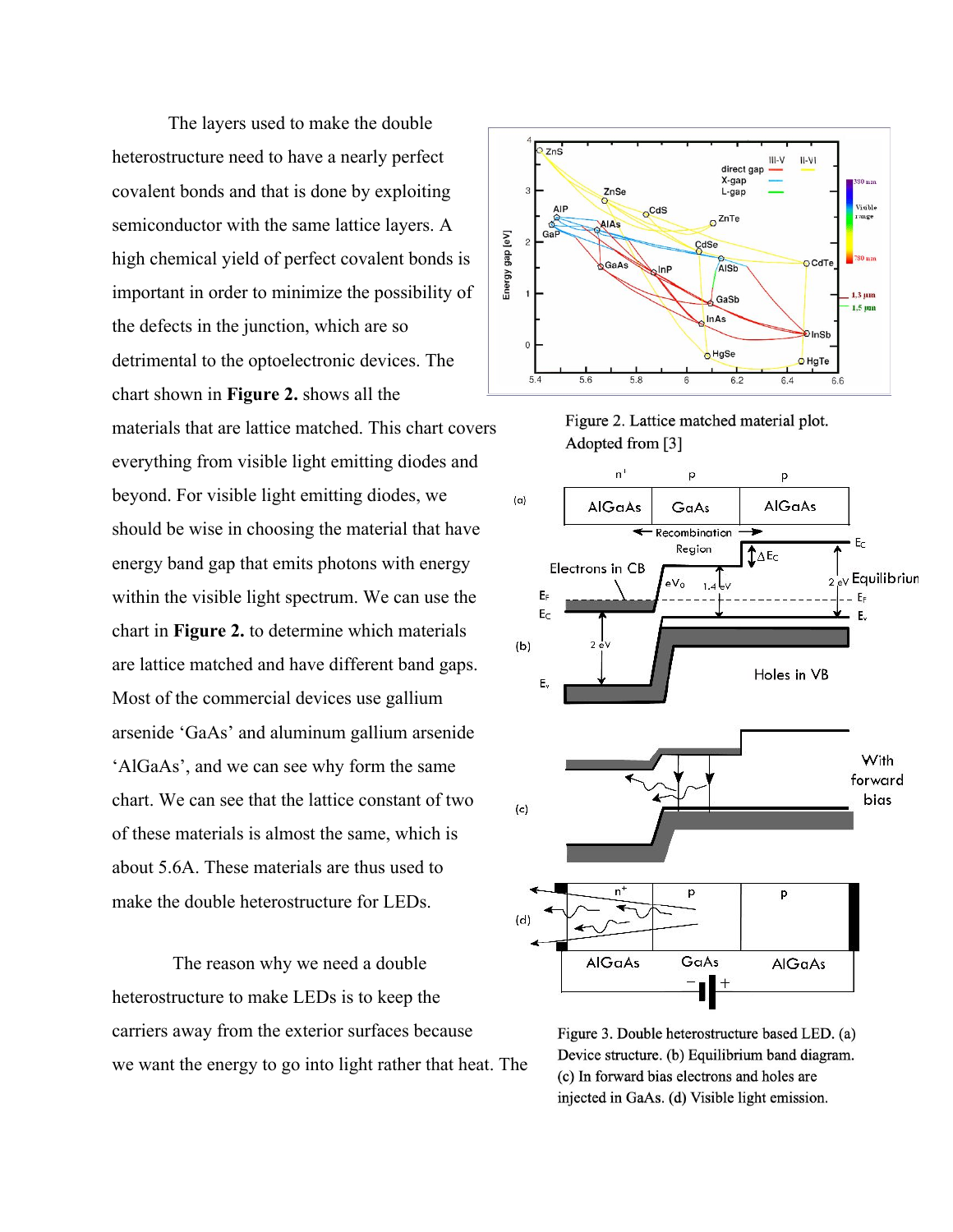The layers used to make the double heterostructure need to have a nearly perfect covalent bonds and that is done by exploiting semiconductor with the same lattice layers. A high chemical yield of perfect covalent bonds is important in order to minimize the possibility of the defects in the junction, which are so detrimental to the optoelectronic devices. The chart shown in **Figure 2.** shows all the materials that are lattice matched. This chart covers everything from visible light emitting diodes and beyond. For visible light emitting diodes, we should be wise in choosing the material that have energy band gap that emits photons with energy within the visible light spectrum. We can use the chart in **Figure 2.** to determine which materials are lattice matched and have different band gaps. Most of the commercial devices use gallium arsenide 'GaAs' and aluminum gallium arsenide 'AlGaAs', and we can see why form the same chart. We can see that the lattice constant of two of these materials is almost the same, which is about 5.6A. These materials are thus used to make the double heterostructure for LEDs.

Figure 2. Lattice matched material plot. Adopted from [3]

Figure 3. Double heterostructure based LED. (a) Device structure. (b) Equilibrium band diagram. (c) In forward bias electrons and holes are injected in GaAs. (d) Visible light emission.

The reason why we need a double heterostructure to make LEDs is to keep the carriers away from the exterior surfaces because we want the energy to go into light rather that heat. The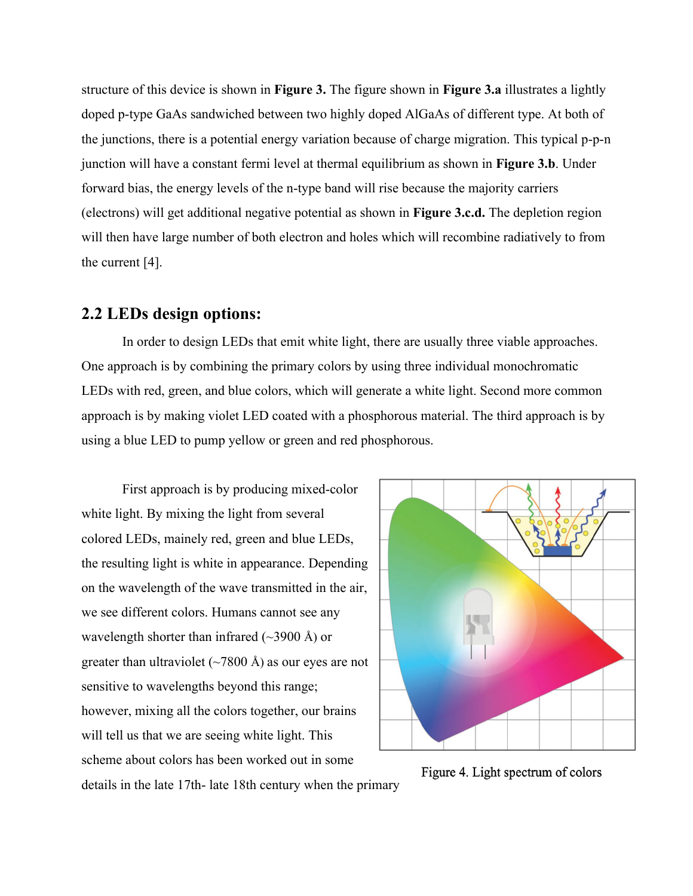structure of this device is shown in **Figure 3.** The figure shown in **Figure 3.a** illustrates a lightly doped p-type GaAs sandwiched between two highly doped AlGaAs of different type. At both of the junctions, there is a potential energy variation because of charge migration. This typical p-p-n junction will have a constant fermi level at thermal equilibrium as shown in **Figure 3.b**. Under forward bias, the energy levels of the n-type band will rise because the majority carriers (electrons) will get additional negative potential as shown in **Figure 3.c.d.** The depletion region will then have large number of both electron and holes which will recombine radiatively to from the current [4].

## 2.2 LEDs design options:

In order to design LEDs that emit white light, there are usually three viable approaches. One approach is by combining the primary colors by using three individual monochromatic LEDs with red, green, and blue colors, which will generate a white light. Second more common approach is by making violet LED coated with a phosphorous material. The third approach is by using a blue LED to pump yellow or green and red phosphorous.

First approach is by producing mixed-color white light. By mixing the light from several colored LEDs, mainely red, green and blue LEDs, the resulting light is white in appearance. Depending on the wavelength of the wave transmitted in the air, we see different colors. Humans cannot see any wavelength shorter than infrared (~3900 Å) or greater than ultraviolet (~7800 Å) as our eyes are not sensitive to wavelengths beyond this range; however, mixing all the colors together, our brains will tell us that we are seeing white light. This scheme about colors has been worked out in some details in the late 17th- late 18th century when the primary

Figure 4. Light spectrum of colors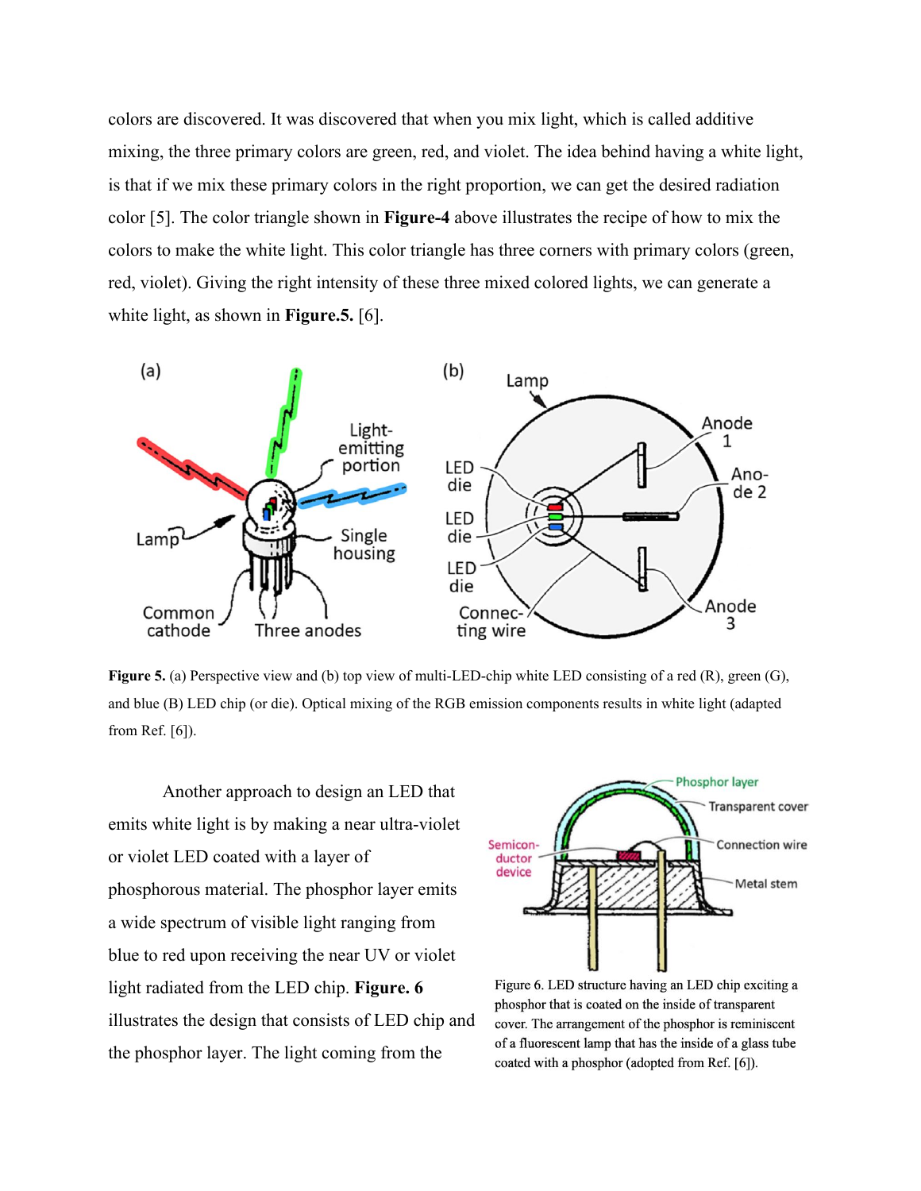colors are discovered. It was discovered that when you mix light, which is called additive mixing, the three primary colors are green, red, and violet. The idea behind having a white light, is that if we mix these primary colors in the right proportion, we can get the desired radiation color [5]. The color triangle shown in **Figure-4** above illustrates the recipe of how to mix the colors to make the white light. This color triangle has three corners with primary colors (green, red, violet). Giving the right intensity of these three mixed colored lights, we can generate a white light, as shown in **Figure.5.** [6].

**Figure 5.** (a) Perspective view and (b) top view of multi-LED-chip white LED consisting of a red (R), green (G), and blue (B) LED chip (or die). Optical mixing of the RGB emission components results in white light (adapted from Ref. [6]).

Another approach to design an LED that emits white light is by making a near ultra-violet or violet LED coated with a layer of phosphorous material. The phosphor layer emits a wide spectrum of visible light ranging from blue to red upon receiving the near UV or violet light radiated from the LED chip. **Figure. 6** illustrates the design that consists of LED chip and the phosphor layer. The light coming from the

Figure 6. LED structure having an LED chip exciting a phosphor that is coated on the inside of transparent cover. The arrangement of the phosphor is reminiscent of a fluorescent lamp that has the inside of a glass tube coated with a phosphor (adopted from Ref. [6]).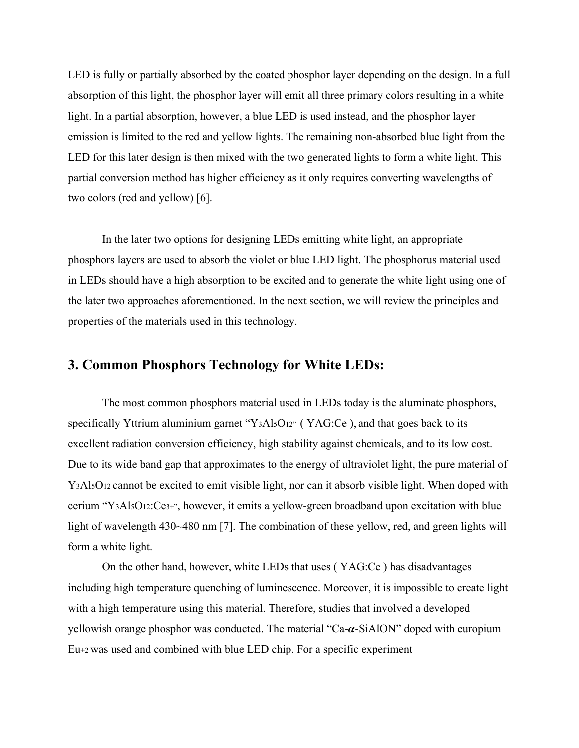LED is fully or partially absorbed by the coated phosphor layer depending on the design. In a full absorption of this light, the phosphor layer will emit all three primary colors resulting in a white light. In a partial absorption, however, a blue LED is used instead, and the phosphor layer emission is limited to the red and yellow lights. The remaining non-absorbed blue light from the LED for this later design is then mixed with the two generated lights to form a white light. This partial conversion method has higher efficiency as it only requires converting wavelengths of two colors (red and yellow) [6].

In the later two options for designing LEDs emitting white light, an appropriate phosphors layers are used to absorb the violet or blue LED light. The phosphorus material used in LEDs should have a high absorption to be excited and to generate the white light using one of the later two approaches aforementioned. In the next section, we will review the principles and properties of the materials used in this technology.

## 3. Common Phosphors Technology for White LEDs:

The most common phosphors material used in LEDs today is the aluminate phosphors, specifically Yttrium aluminium garnet "$Y_3Al_5O_{12}$" ( YAG:Ce ), and that goes back to its excellent radiation conversion efficiency, high stability against chemicals, and to its low cost. Due to its wide band gap that approximates to the energy of ultraviolet light, the pure material of $Y_3Al_5O_{12}$ cannot be excited to emit visible light, nor can it absorb visible light. When doped with cerium "$Y_3Al_5O_{12}:Ce^{3+}$", however, it emits a yellow-green broadband upon excitation with blue light of wavelength 430~480 nm [7]. The combination of these yellow, red, and green lights will form a white light.

On the other hand, however, white LEDs that uses ( YAG:Ce ) has disadvantages including high temperature quenching of luminescence. Moreover, it is impossible to create light with a high temperature using this material. Therefore, studies that involved a developed yellowish orange phosphor was conducted. The material "Ca-$\alpha$-SiAlON" doped with europium $Eu^{+2}$ was used and combined with blue LED chip. For a specific experiment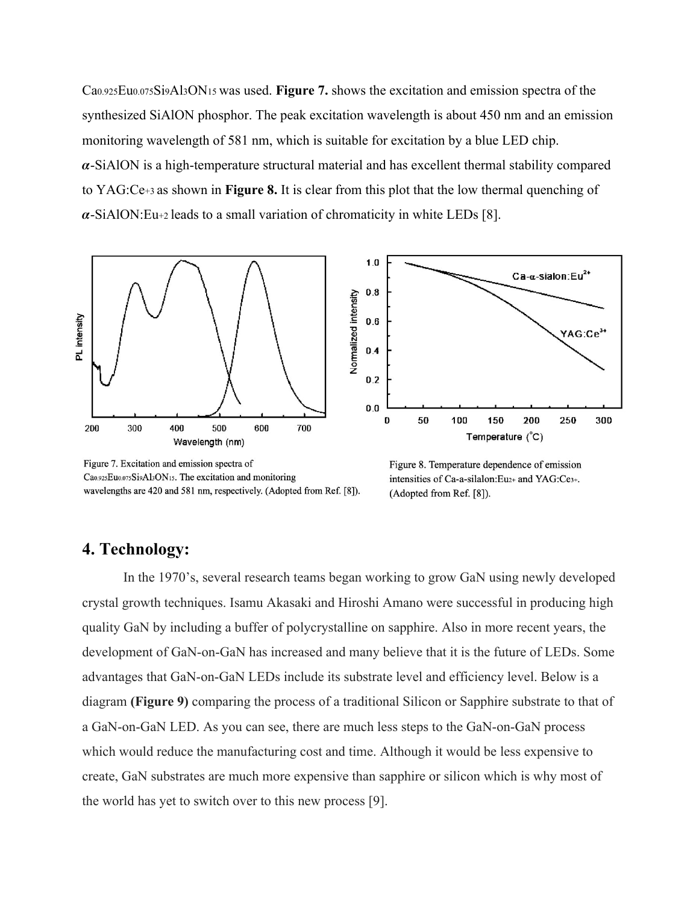$Ca_{0.925}Eu_{0.075}Si_9Al_3ON_{15}$ was used. **Figure 7.** shows the excitation and emission spectra of the synthesized SiAlON phosphor. The peak excitation wavelength is about 450 nm and an emission monitoring wavelength of 581 nm, which is suitable for excitation by a blue LED chip. $\alpha$-SiAlON is a high-temperature structural material and has excellent thermal stability compared to YAG:$Ce^{+3}$ as shown in **Figure 8.** It is clear from this plot that the low thermal quenching of $\alpha$-SiAlON:$Eu^{+2}$ leads to a small variation of chromaticity in white LEDs [8].

Figure 7. Excitation and emission spectra of $Ca_{0.925}Eu_{0.075}Si_9Al_3ON_{15}$. The excitation and monitoring wavelengths are 420 and 581 nm, respectively. (Adopted from Ref. [8]).

Figure 8. Temperature dependence of emission intensities of Ca-a-silalon:$Eu^{2+}$ and YAG:$Ce^{3+}$. (Adopted from Ref. [8]).

## 4. Technology:

In the 1970's, several research teams began working to grow GaN using newly developed crystal growth techniques. Isamu Akasaki and Hiroshi Amano were successful in producing high quality GaN by including a buffer of polycrystalline on sapphire. Also in more recent years, the development of GaN-on-GaN has increased and many believe that it is the future of LEDs. Some advantages that GaN-on-GaN LEDs include its substrate level and efficiency level. Below is a diagram **(Figure 9)** comparing the process of a traditional Silicon or Sapphire substrate to that of a GaN-on-GaN LED. As you can see, there are much less steps to the GaN-on-GaN process which would reduce the manufacturing cost and time. Although it would be less expensive to create, GaN substrates are much more expensive than sapphire or silicon which is why most of the world has yet to switch over to this new process [9].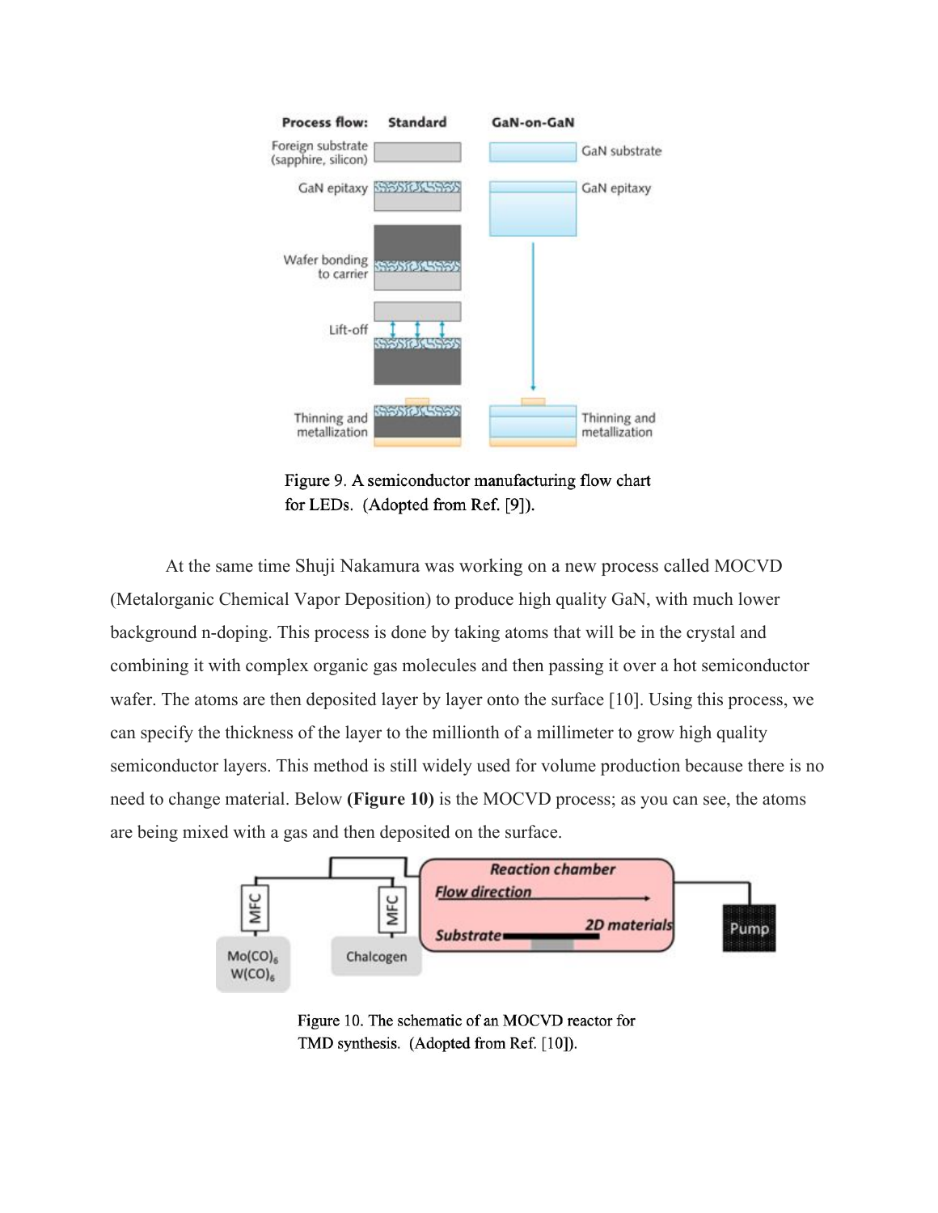Figure 9. A semiconductor manufacturing flow chart for LEDs. (Adopted from Ref. [9]).

At the same time Shuji Nakamura was working on a new process called MOCVD (Metalorganic Chemical Vapor Deposition) to produce high quality GaN, with much lower background n-doping. This process is done by taking atoms that will be in the crystal and combining it with complex organic gas molecules and then passing it over a hot semiconductor wafer. The atoms are then deposited layer by layer onto the surface [10]. Using this process, we can specify the thickness of the layer to the millionth of a millimeter to grow high quality semiconductor layers. This method is still widely used for volume production because there is no need to change material. Below **(Figure 10)** is the MOCVD process; as you can see, the atoms are being mixed with a gas and then deposited on the surface.

Figure 10. The schematic of an MOCVD reactor for TMD synthesis. (Adopted from Ref. [10]).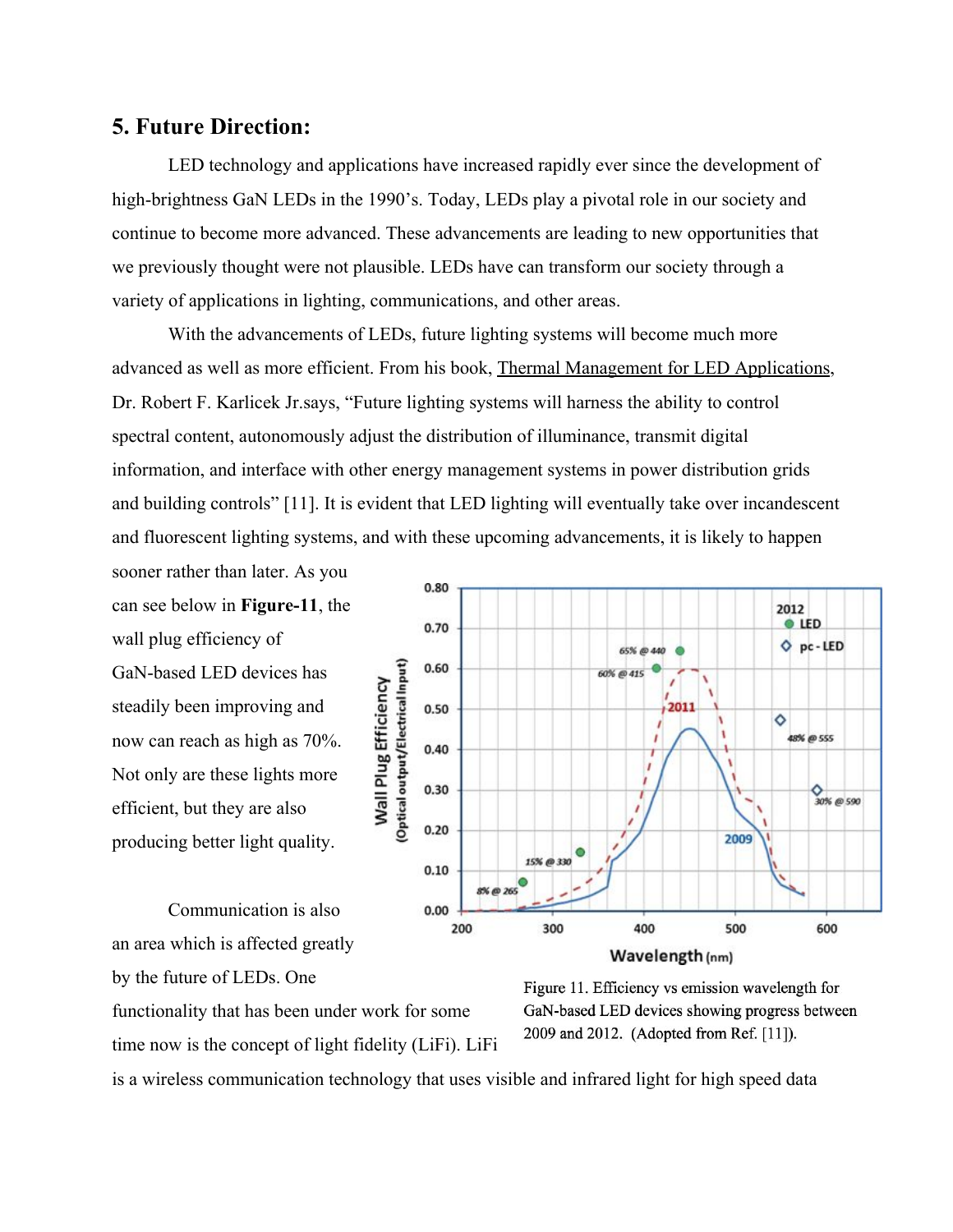## 5. Future Direction:

LED technology and applications have increased rapidly ever since the development of high-brightness GaN LEDs in the 1990's. Today, LEDs play a pivotal role in our society and continue to become more advanced. These advancements are leading to new opportunities that we previously thought were not plausible. LEDs have can transform our society through a variety of applications in lighting, communications, and other areas.

With the advancements of LEDs, future lighting systems will become much more advanced as well as more efficient. From his book, Thermal Management for LED Applications, Dr. Robert F. Karlicek Jr.says, "Future lighting systems will harness the ability to control spectral content, autonomously adjust the distribution of illuminance, transmit digital information, and interface with other energy management systems in power distribution grids and building controls" [11]. It is evident that LED lighting will eventually take over incandescent and fluorescent lighting systems, and with these upcoming advancements, it is likely to happen sooner rather than later. As you can see below in **Figure-11**, the wall plug efficiency of GaN-based LED devices has steadily been improving and now can reach as high as 70%. Not only are these lights more efficient, but they are also producing better light quality.

Figure 11. Efficiency vs emission wavelength for GaN-based LED devices showing progress between 2009 and 2012. (Adopted from Ref. [11]).

Communication is also an area which is affected greatly by the future of LEDs. One functionality that has been under work for some time now is the concept of light fidelity (LiFi). LiFi is a wireless communication technology that uses visible and infrared light for high speed data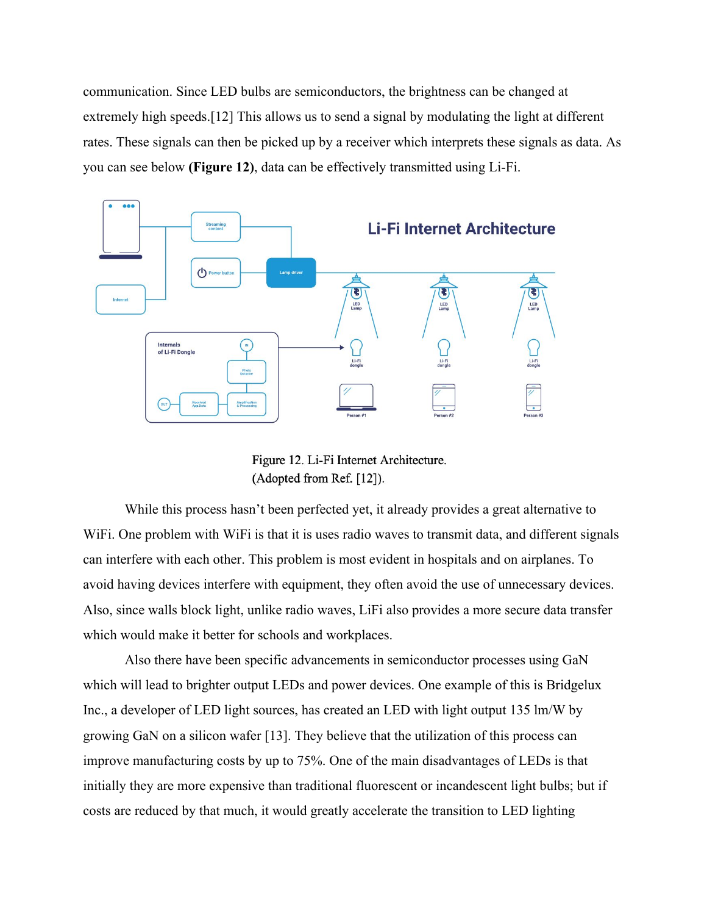communication. Since LED bulbs are semiconductors, the brightness can be changed at extremely high speeds.[12] This allows us to send a signal by modulating the light at different rates. These signals can then be picked up by a receiver which interprets these signals as data. As you can see below **(Figure 12)**, data can be effectively transmitted using Li-Fi.

Figure 12. Li-Fi Internet Architecture.
(Adopted from Ref. [12]).

While this process hasn't been perfected yet, it already provides a great alternative to WiFi. One problem with WiFi is that it is uses radio waves to transmit data, and different signals can interfere with each other. This problem is most evident in hospitals and on airplanes. To avoid having devices interfere with equipment, they often avoid the use of unnecessary devices. Also, since walls block light, unlike radio waves, LiFi also provides a more secure data transfer which would make it better for schools and workplaces.

Also there have been specific advancements in semiconductor processes using GaN which will lead to brighter output LEDs and power devices. One example of this is Bridgelux Inc., a developer of LED light sources, has created an LED with light output 135 lm/W by growing GaN on a silicon wafer [13]. They believe that the utilization of this process can improve manufacturing costs by up to 75%. One of the main disadvantages of LEDs is that initially they are more expensive than traditional fluorescent or incandescent light bulbs; but if costs are reduced by that much, it would greatly accelerate the transition to LED lighting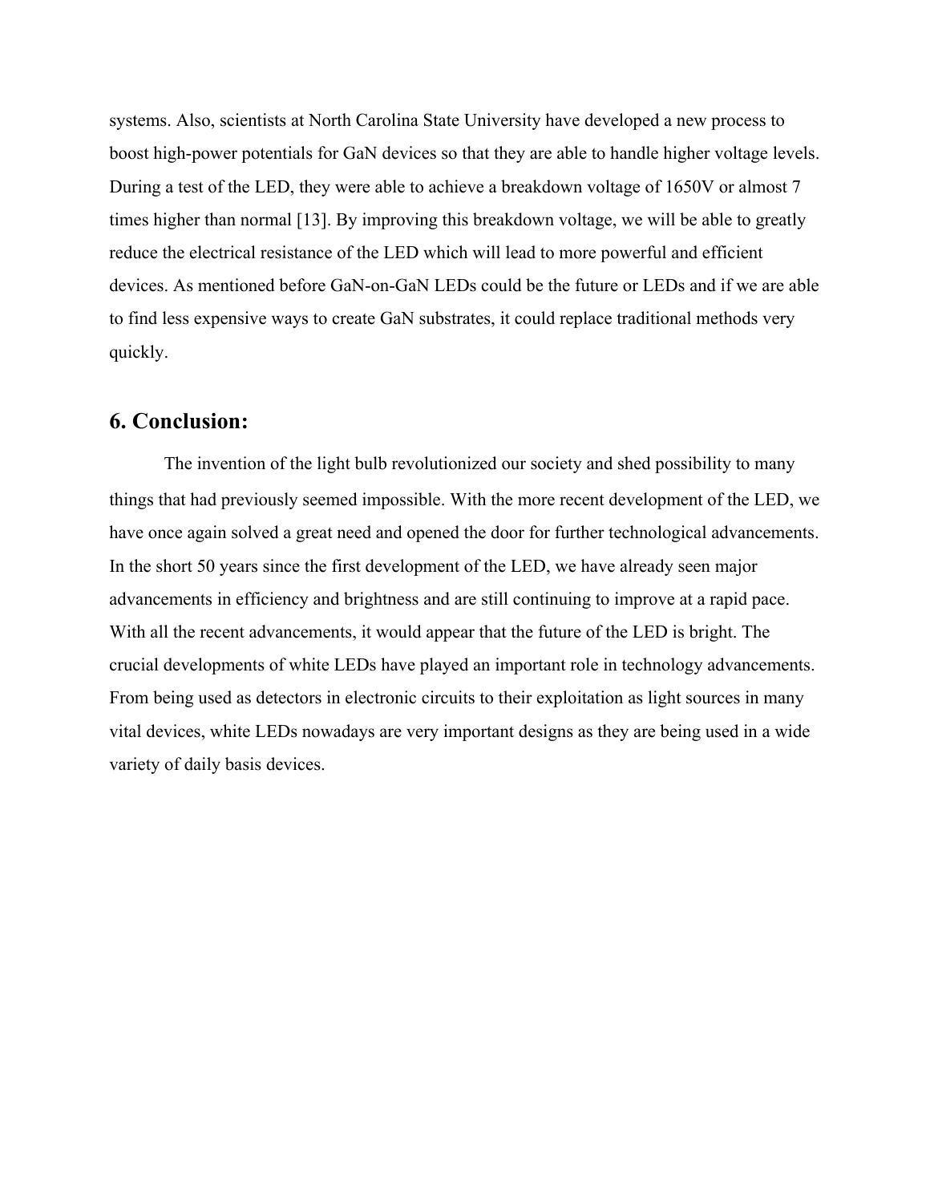systems. Also, scientists at North Carolina State University have developed a new process to boost high-power potentials for GaN devices so that they are able to handle higher voltage levels. During a test of the LED, they were able to achieve a breakdown voltage of 1650V or almost 7 times higher than normal [13]. By improving this breakdown voltage, we will be able to greatly reduce the electrical resistance of the LED which will lead to more powerful and efficient devices. As mentioned before GaN-on-GaN LEDs could be the future or LEDs and if we are able to find less expensive ways to create GaN substrates, it could replace traditional methods very quickly.

## 6. Conclusion:

The invention of the light bulb revolutionized our society and shed possibility to many things that had previously seemed impossible. With the more recent development of the LED, we have once again solved a great need and opened the door for further technological advancements. In the short 50 years since the first development of the LED, we have already seen major advancements in efficiency and brightness and are still continuing to improve at a rapid pace. With all the recent advancements, it would appear that the future of the LED is bright. The crucial developments of white LEDs have played an important role in technology advancements. From being used as detectors in electronic circuits to their exploitation as light sources in many vital devices, white LEDs nowadays are very important designs as they are being used in a wide variety of daily basis devices.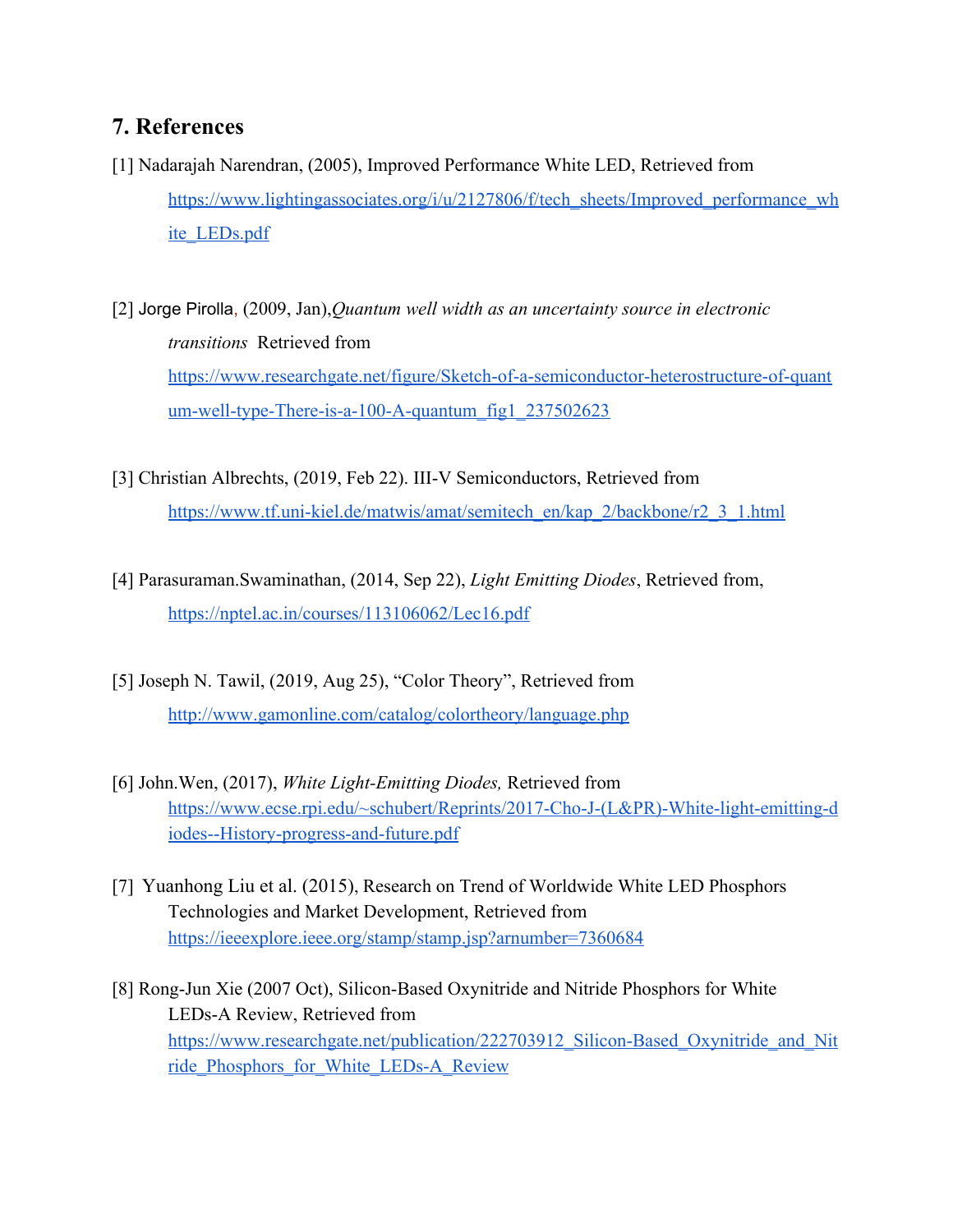## 7. References

[1] Nadarajah Narendran, (2005), Improved Performance White LED, Retrieved from https://www.lightingassociates.org/i/u/2127806/f/tech_sheets/Improved_performance_white_LEDs.pdf

[2] Jorge Pirolla, (2009, Jan),*Quantum well width as an uncertainty source in electronic transitions* Retrieved from https://www.researchgate.net/figure/Sketch-of-a-semiconductor-heterostructure-of-quantum-well-type-There-is-a-100-A-quantum_fig1_237502623

[3] Christian Albrechts, (2019, Feb 22). III-V Semiconductors, Retrieved from https://www.tf.uni-kiel.de/matwis/amat/semitech_en/kap_2/backbone/r2_3_1.html

[4] Parasuraman.Swaminathan, (2014, Sep 22), *Light Emitting Diodes*, Retrieved from, https://nptel.ac.in/courses/113106062/Lec16.pdf

[5] Joseph N. Tawil, (2019, Aug 25), "Color Theory", Retrieved from http://www.gamonline.com/catalog/colortheory/language.php

[6] John.Wen, (2017), *White Light-Emitting Diodes,* Retrieved from https://www.ecse.rpi.edu/~schubert/Reprints/2017-Cho-J-(L&PR)-White-light-emitting-diodes--History-progress-and-future.pdf

[7] Yuanhong Liu et al. (2015), Research on Trend of Worldwide White LED Phosphors Technologies and Market Development, Retrieved from https://ieeexplore.ieee.org/stamp/stamp.jsp?arnumber=7360684

[8] Rong-Jun Xie (2007 Oct), Silicon-Based Oxynitride and Nitride Phosphors for White LEDs-A Review, Retrieved from https://www.researchgate.net/publication/222703912_Silicon-Based_Oxynitride_and_Nitride_Phosphors_for_White_LEDs-A_Review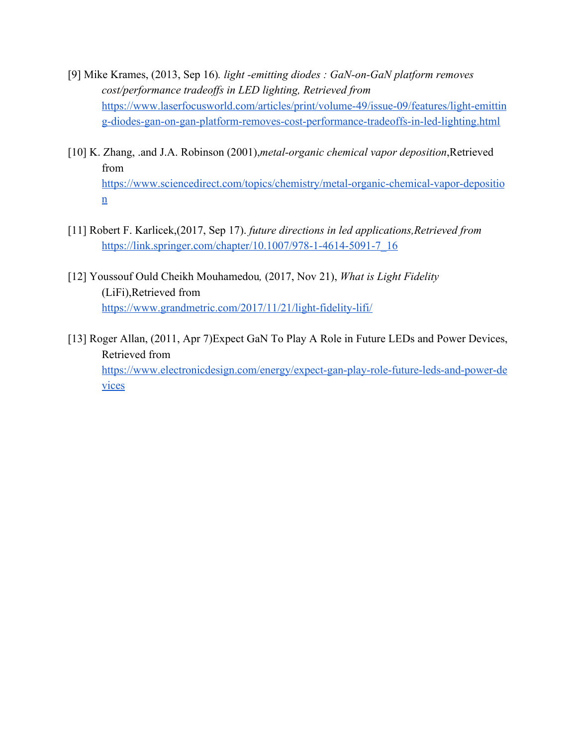[9] Mike Krames, (2013, Sep 16). *light -emitting diodes : GaN-on-GaN platform removes cost/performance tradeoffs in LED lighting, Retrieved from* https://www.laserfocusworld.com/articles/print/volume-49/issue-09/features/light-emitting-diodes-gan-on-gan-platform-removes-cost-performance-tradeoffs-in-led-lighting.html

[10] K. Zhang, .and J.A. Robinson (2001),*metal-organic chemical vapor deposition*,Retrieved from https://www.sciencedirect.com/topics/chemistry/metal-organic-chemical-vapor-deposition

[11] Robert F. Karlicek,(2017, Sep 17). *future directions in led applications,Retrieved from* https://link.springer.com/chapter/10.1007/978-1-4614-5091-7_16

[12] Youssouf Ould Cheikh Mouhamedou*,* (2017, Nov 21), *What is Light Fidelity* (LiFi),Retrieved from https://www.grandmetric.com/2017/11/21/light-fidelity-lifi/

[13] Roger Allan, (2011, Apr 7)Expect GaN To Play A Role in Future LEDs and Power Devices, Retrieved from https://www.electronicdesign.com/energy/expect-gan-play-role-future-leds-and-power-devices